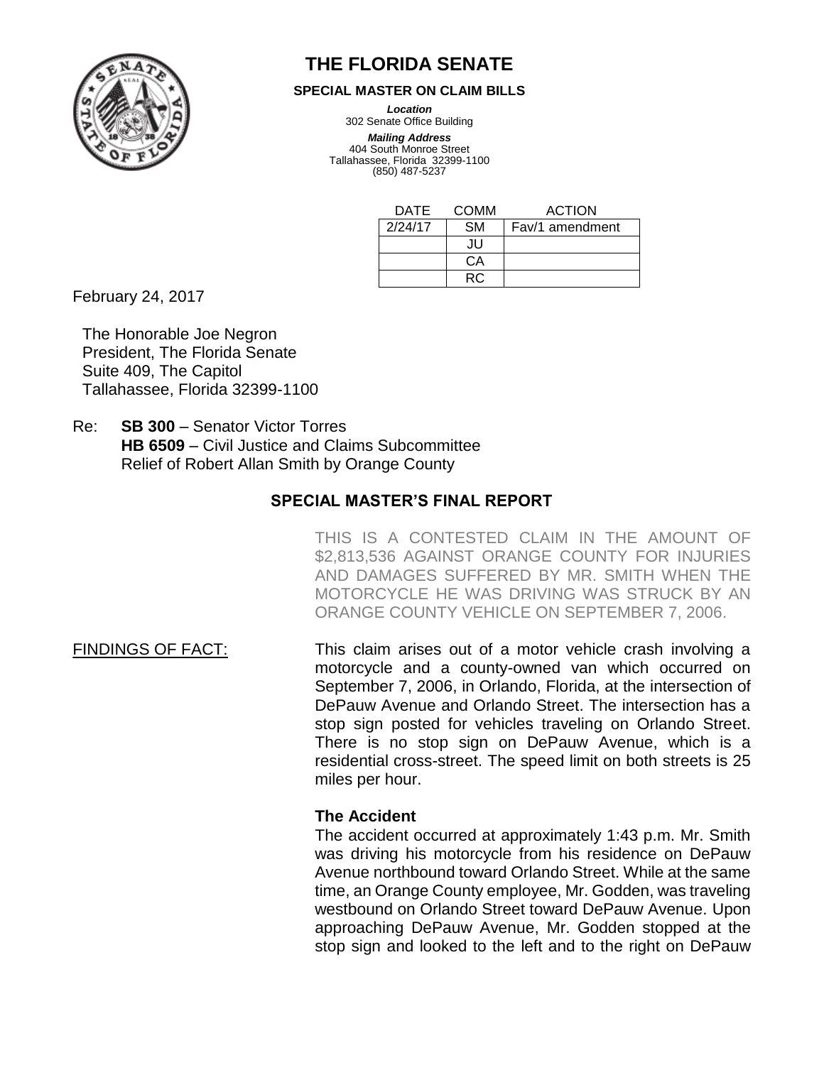# THE FLORIDA SENATE

**SPECIAL MASTER ON CLAIM BILLS**

***Location***
302 Senate Office Building

***Mailing Address***
404 South Monroe Street
Tallahassee, Florida 32399-1100
(850) 487-5237

| DATE | COMM | ACTION |
|---|---|---|
| 2/24/17 | SM | Fav/1 amendment |
| | JU | |
| | CA | |
| | RC | |

February 24, 2017

The Honorable Joe Negron
President, The Florida Senate
Suite 409, The Capitol
Tallahassee, Florida 32399-1100

Re: **SB 300** – Senator Victor Torres
**HB 6509** – Civil Justice and Claims Subcommittee
Relief of Robert Allan Smith by Orange County

## SPECIAL MASTER'S FINAL REPORT

THIS IS A CONTESTED CLAIM IN THE AMOUNT OF $2,813,536 AGAINST ORANGE COUNTY FOR INJURIES AND DAMAGES SUFFERED BY MR. SMITH WHEN THE MOTORCYCLE HE WAS DRIVING WAS STRUCK BY AN ORANGE COUNTY VEHICLE ON SEPTEMBER 7, 2006.

FINDINGS OF FACT: This claim arises out of a motor vehicle crash involving a motorcycle and a county-owned van which occurred on September 7, 2006, in Orlando, Florida, at the intersection of DePauw Avenue and Orlando Street. The intersection has a stop sign posted for vehicles traveling on Orlando Street. There is no stop sign on DePauw Avenue, which is a residential cross-street. The speed limit on both streets is 25 miles per hour.

**The Accident**

The accident occurred at approximately 1:43 p.m. Mr. Smith was driving his motorcycle from his residence on DePauw Avenue northbound toward Orlando Street. While at the same time, an Orange County employee, Mr. Godden, was traveling westbound on Orlando Street toward DePauw Avenue. Upon approaching DePauw Avenue, Mr. Godden stopped at the stop sign and looked to the left and to the right on DePauw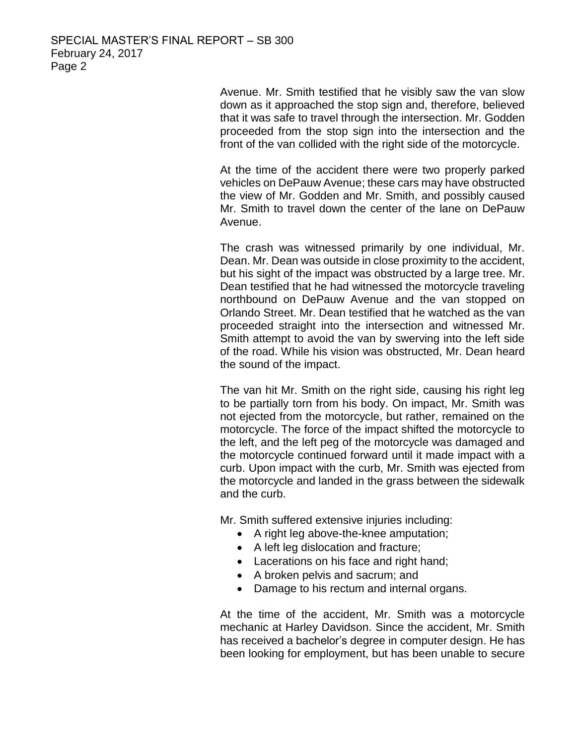Avenue. Mr. Smith testified that he visibly saw the van slow down as it approached the stop sign and, therefore, believed that it was safe to travel through the intersection. Mr. Godden proceeded from the stop sign into the intersection and the front of the van collided with the right side of the motorcycle.

At the time of the accident there were two properly parked vehicles on DePauw Avenue; these cars may have obstructed the view of Mr. Godden and Mr. Smith, and possibly caused Mr. Smith to travel down the center of the lane on DePauw Avenue.

The crash was witnessed primarily by one individual, Mr. Dean. Mr. Dean was outside in close proximity to the accident, but his sight of the impact was obstructed by a large tree. Mr. Dean testified that he had witnessed the motorcycle traveling northbound on DePauw Avenue and the van stopped on Orlando Street. Mr. Dean testified that he watched as the van proceeded straight into the intersection and witnessed Mr. Smith attempt to avoid the van by swerving into the left side of the road. While his vision was obstructed, Mr. Dean heard the sound of the impact.

The van hit Mr. Smith on the right side, causing his right leg to be partially torn from his body. On impact, Mr. Smith was not ejected from the motorcycle, but rather, remained on the motorcycle. The force of the impact shifted the motorcycle to the left, and the left peg of the motorcycle was damaged and the motorcycle continued forward until it made impact with a curb. Upon impact with the curb, Mr. Smith was ejected from the motorcycle and landed in the grass between the sidewalk and the curb.

Mr. Smith suffered extensive injuries including:

- A right leg above-the-knee amputation;
- A left leg dislocation and fracture;
- Lacerations on his face and right hand;
- A broken pelvis and sacrum; and
- Damage to his rectum and internal organs.

At the time of the accident, Mr. Smith was a motorcycle mechanic at Harley Davidson. Since the accident, Mr. Smith has received a bachelor's degree in computer design. He has been looking for employment, but has been unable to secure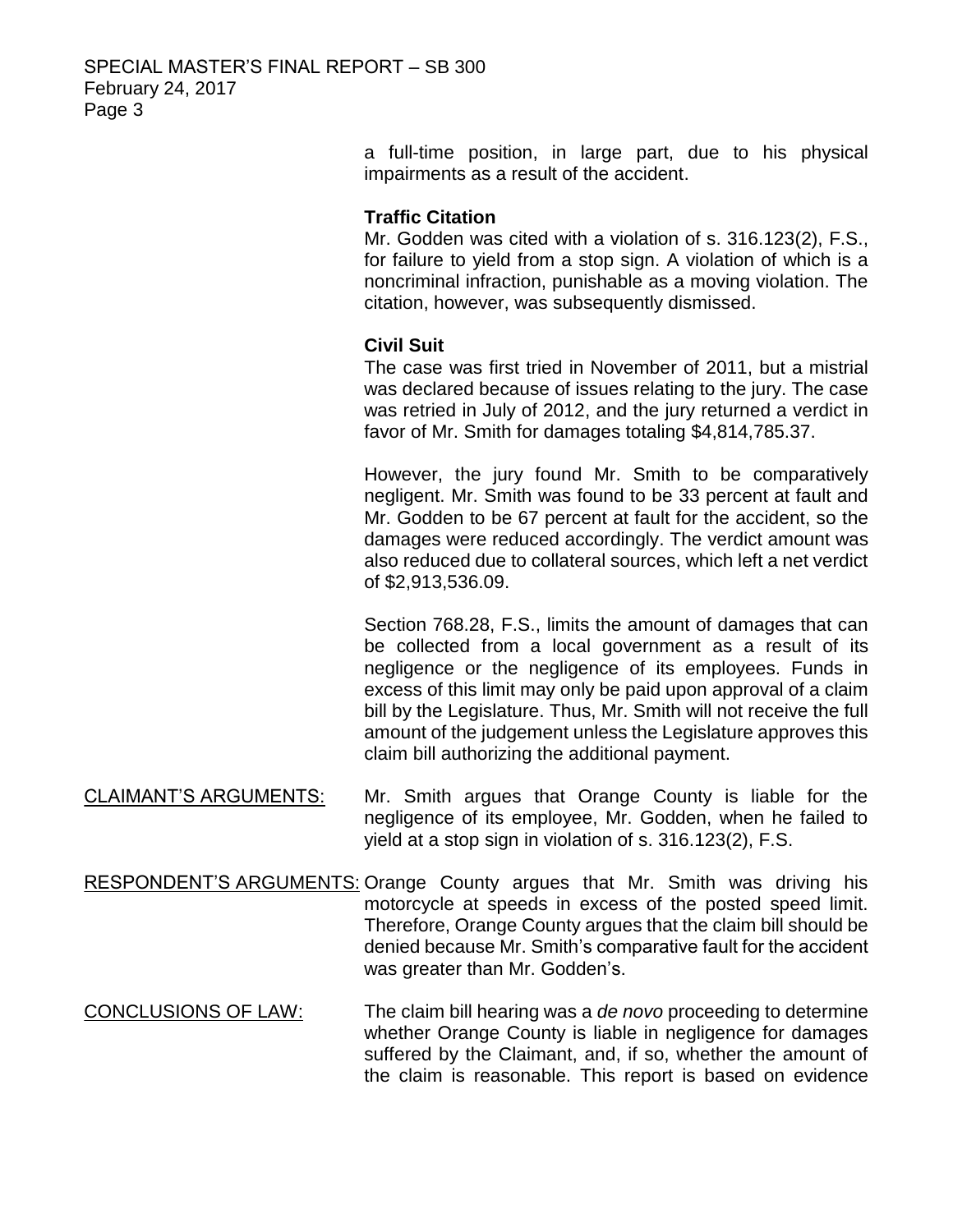a full-time position, in large part, due to his physical impairments as a result of the accident.

**Traffic Citation**

Mr. Godden was cited with a violation of s. 316.123(2), F.S., for failure to yield from a stop sign. A violation of which is a noncriminal infraction, punishable as a moving violation. The citation, however, was subsequently dismissed.

**Civil Suit**

The case was first tried in November of 2011, but a mistrial was declared because of issues relating to the jury. The case was retried in July of 2012, and the jury returned a verdict in favor of Mr. Smith for damages totaling $4,814,785.37.

However, the jury found Mr. Smith to be comparatively negligent. Mr. Smith was found to be 33 percent at fault and Mr. Godden to be 67 percent at fault for the accident, so the damages were reduced accordingly. The verdict amount was also reduced due to collateral sources, which left a net verdict of $2,913,536.09.

Section 768.28, F.S., limits the amount of damages that can be collected from a local government as a result of its negligence or the negligence of its employees. Funds in excess of this limit may only be paid upon approval of a claim bill by the Legislature. Thus, Mr. Smith will not receive the full amount of the judgement unless the Legislature approves this claim bill authorizing the additional payment.

<u>CLAIMANT'S ARGUMENTS:</u> Mr. Smith argues that Orange County is liable for the negligence of its employee, Mr. Godden, when he failed to yield at a stop sign in violation of s. 316.123(2), F.S.

<u>RESPONDENT'S ARGUMENTS:</u> Orange County argues that Mr. Smith was driving his motorcycle at speeds in excess of the posted speed limit. Therefore, Orange County argues that the claim bill should be denied because Mr. Smith's comparative fault for the accident was greater than Mr. Godden's.

<u>CONCLUSIONS OF LAW:</u> The claim bill hearing was a *de novo* proceeding to determine whether Orange County is liable in negligence for damages suffered by the Claimant, and, if so, whether the amount of the claim is reasonable. This report is based on evidence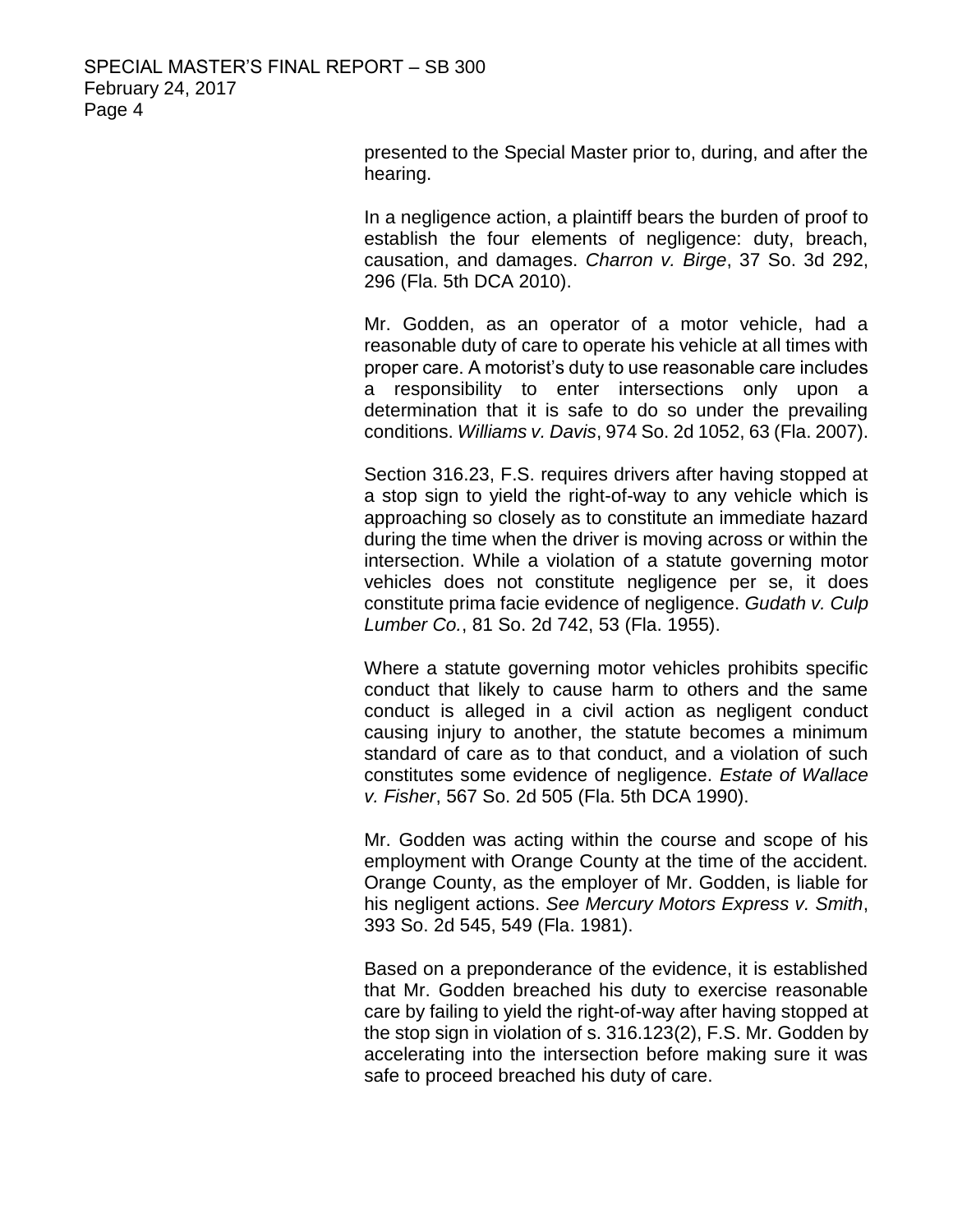presented to the Special Master prior to, during, and after the hearing.

In a negligence action, a plaintiff bears the burden of proof to establish the four elements of negligence: duty, breach, causation, and damages. *Charron v. Birge*, 37 So. 3d 292, 296 (Fla. 5th DCA 2010).

Mr. Godden, as an operator of a motor vehicle, had a reasonable duty of care to operate his vehicle at all times with proper care. A motorist's duty to use reasonable care includes a responsibility to enter intersections only upon a determination that it is safe to do so under the prevailing conditions. *Williams v. Davis*, 974 So. 2d 1052, 63 (Fla. 2007).

Section 316.23, F.S. requires drivers after having stopped at a stop sign to yield the right-of-way to any vehicle which is approaching so closely as to constitute an immediate hazard during the time when the driver is moving across or within the intersection. While a violation of a statute governing motor vehicles does not constitute negligence per se, it does constitute prima facie evidence of negligence. *Gudath v. Culp Lumber Co.*, 81 So. 2d 742, 53 (Fla. 1955).

Where a statute governing motor vehicles prohibits specific conduct that likely to cause harm to others and the same conduct is alleged in a civil action as negligent conduct causing injury to another, the statute becomes a minimum standard of care as to that conduct, and a violation of such constitutes some evidence of negligence. *Estate of Wallace v. Fisher*, 567 So. 2d 505 (Fla. 5th DCA 1990).

Mr. Godden was acting within the course and scope of his employment with Orange County at the time of the accident. Orange County, as the employer of Mr. Godden, is liable for his negligent actions. *See Mercury Motors Express v. Smith*, 393 So. 2d 545, 549 (Fla. 1981).

Based on a preponderance of the evidence, it is established that Mr. Godden breached his duty to exercise reasonable care by failing to yield the right-of-way after having stopped at the stop sign in violation of s. 316.123(2), F.S. Mr. Godden by accelerating into the intersection before making sure it was safe to proceed breached his duty of care.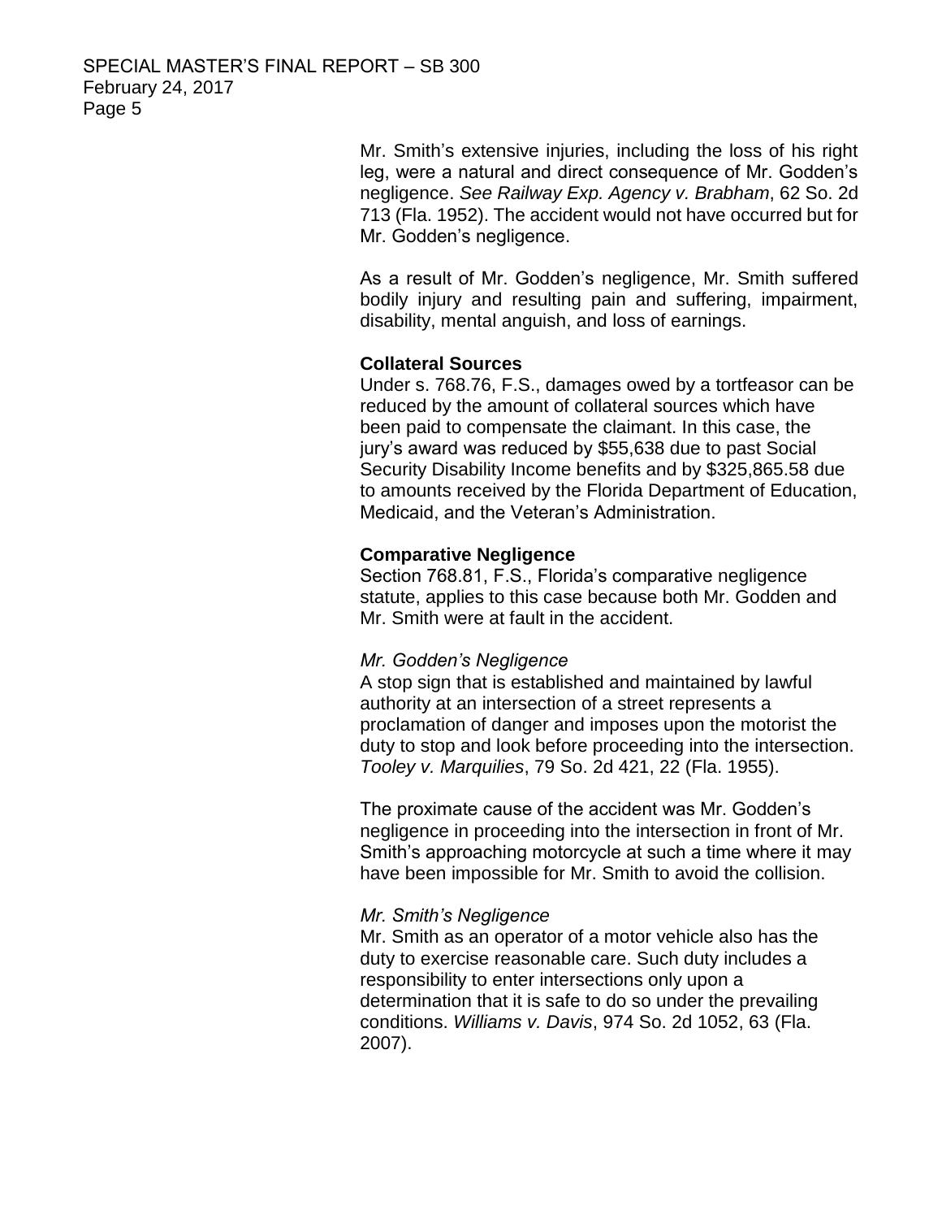Mr. Smith's extensive injuries, including the loss of his right leg, were a natural and direct consequence of Mr. Godden's negligence. *See Railway Exp. Agency v. Brabham*, 62 So. 2d 713 (Fla. 1952). The accident would not have occurred but for Mr. Godden's negligence.

As a result of Mr. Godden's negligence, Mr. Smith suffered bodily injury and resulting pain and suffering, impairment, disability, mental anguish, and loss of earnings.

**Collateral Sources**

Under s. 768.76, F.S., damages owed by a tortfeasor can be reduced by the amount of collateral sources which have been paid to compensate the claimant. In this case, the jury's award was reduced by $55,638 due to past Social Security Disability Income benefits and by $325,865.58 due to amounts received by the Florida Department of Education, Medicaid, and the Veteran's Administration.

**Comparative Negligence**

Section 768.81, F.S., Florida's comparative negligence statute, applies to this case because both Mr. Godden and Mr. Smith were at fault in the accident.

*Mr. Godden's Negligence*

A stop sign that is established and maintained by lawful authority at an intersection of a street represents a proclamation of danger and imposes upon the motorist the duty to stop and look before proceeding into the intersection. *Tooley v. Marquilies*, 79 So. 2d 421, 22 (Fla. 1955).

The proximate cause of the accident was Mr. Godden's negligence in proceeding into the intersection in front of Mr. Smith's approaching motorcycle at such a time where it may have been impossible for Mr. Smith to avoid the collision.

*Mr. Smith's Negligence*

Mr. Smith as an operator of a motor vehicle also has the duty to exercise reasonable care. Such duty includes a responsibility to enter intersections only upon a determination that it is safe to do so under the prevailing conditions. *Williams v. Davis*, 974 So. 2d 1052, 63 (Fla. 2007).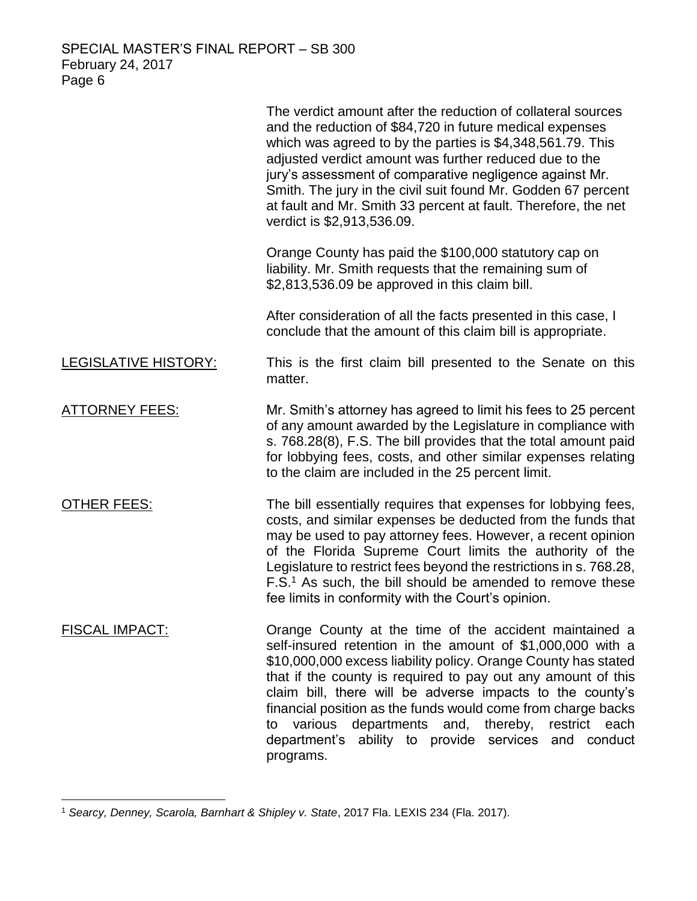The verdict amount after the reduction of collateral sources and the reduction of $84,720 in future medical expenses which was agreed to by the parties is $4,348,561.79. This adjusted verdict amount was further reduced due to the jury's assessment of comparative negligence against Mr. Smith. The jury in the civil suit found Mr. Godden 67 percent at fault and Mr. Smith 33 percent at fault. Therefore, the net verdict is $2,913,536.09.

Orange County has paid the $100,000 statutory cap on liability. Mr. Smith requests that the remaining sum of $2,813,536.09 be approved in this claim bill.

After consideration of all the facts presented in this case, I conclude that the amount of this claim bill is appropriate.

LEGISLATIVE HISTORY: This is the first claim bill presented to the Senate on this matter.

ATTORNEY FEES: Mr. Smith's attorney has agreed to limit his fees to 25 percent of any amount awarded by the Legislature in compliance with s. 768.28(8), F.S. The bill provides that the total amount paid for lobbying fees, costs, and other similar expenses relating to the claim are included in the 25 percent limit.

OTHER FEES: The bill essentially requires that expenses for lobbying fees, costs, and similar expenses be deducted from the funds that may be used to pay attorney fees. However, a recent opinion of the Florida Supreme Court limits the authority of the Legislature to restrict fees beyond the restrictions in s. 768.28, F.S.[1] As such, the bill should be amended to remove these fee limits in conformity with the Court's opinion.

FISCAL IMPACT: Orange County at the time of the accident maintained a self-insured retention in the amount of $1,000,000 with a $10,000,000 excess liability policy. Orange County has stated that if the county is required to pay out any amount of this claim bill, there will be adverse impacts to the county's financial position as the funds would come from charge backs to various departments and, thereby, restrict each department's ability to provide services and conduct programs.

---

[1] *Searcy, Denney, Scarola, Barnhart & Shipley v. State*, 2017 Fla. LEXIS 234 (Fla. 2017).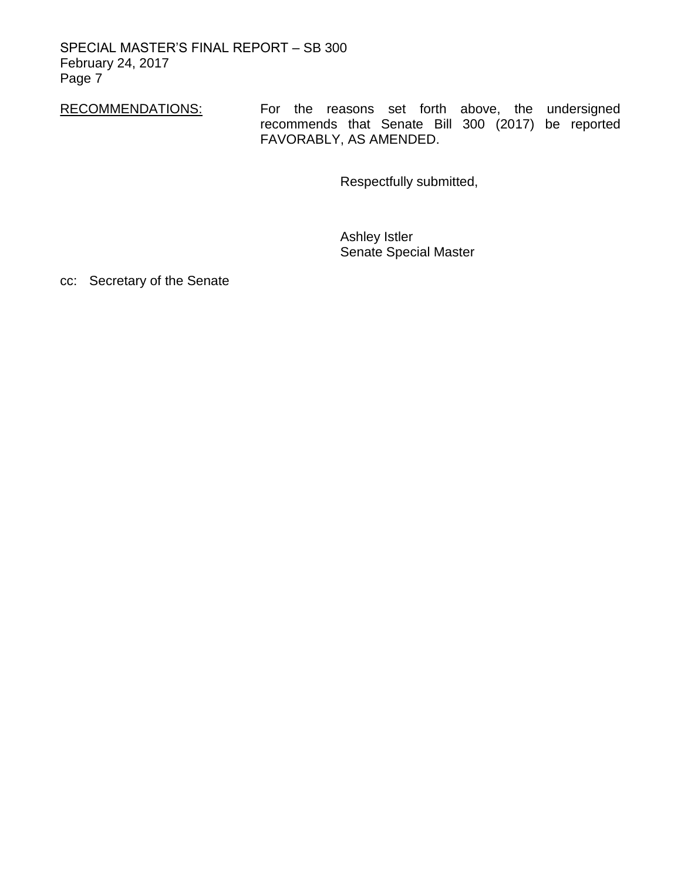RECOMMENDATIONS: For the reasons set forth above, the undersigned recommends that Senate Bill 300 (2017) be reported FAVORABLY, AS AMENDED.

Respectfully submitted,

Ashley Istler
Senate Special Master

cc: Secretary of the Senate